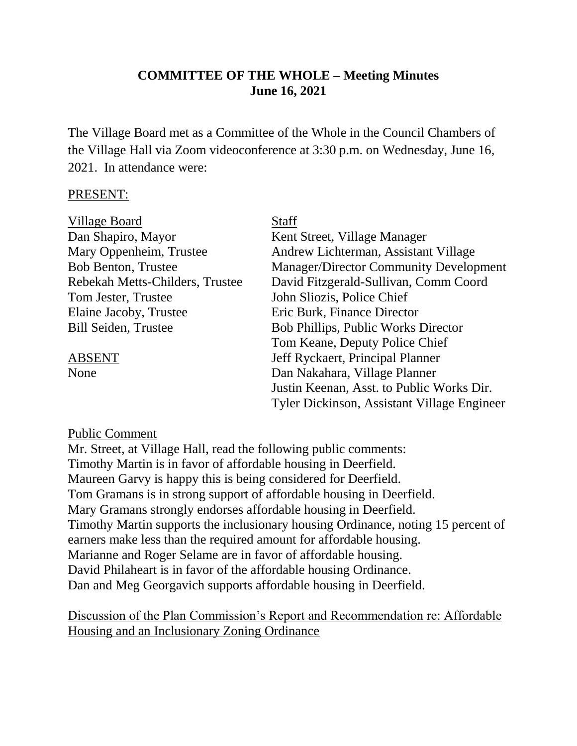# COMMITTEE OF THE WHOLE – Meeting Minutes
## June 16, 2021

The Village Board met as a Committee of the Whole in the Council Chambers of the Village Hall via Zoom videoconference at 3:30 p.m. on Wednesday, June 16, 2021. In attendance were:

PRESENT:

| Village Board | Staff |
|---|---|
| Dan Shapiro, Mayor | Kent Street, Village Manager |
| Mary Oppenheim, Trustee | Andrew Lichterman, Assistant Village |
| Bob Benton, Trustee | Manager/Director Community Development |
| Rebekah Metts-Childers, Trustee | David Fitzgerald-Sullivan, Comm Coord |
| Tom Jester, Trustee | John Sliozis, Police Chief |
| Elaine Jacoby, Trustee | Eric Burk, Finance Director |
| Bill Seiden, Trustee | Bob Phillips, Public Works Director |
| | Tom Keane, Deputy Police Chief |
| ABSENT | Jeff Ryckaert, Principal Planner |
| None | Dan Nakahara, Village Planner |
| | Justin Keenan, Asst. to Public Works Dir. |
| | Tyler Dickinson, Assistant Village Engineer |

Public Comment

Mr. Street, at Village Hall, read the following public comments:
Timothy Martin is in favor of affordable housing in Deerfield.
Maureen Garvy is happy this is being considered for Deerfield.
Tom Gramans is in strong support of affordable housing in Deerfield.
Mary Gramans strongly endorses affordable housing in Deerfield.
Timothy Martin supports the inclusionary housing Ordinance, noting 15 percent of earners make less than the required amount for affordable housing.
Marianne and Roger Selame are in favor of affordable housing.
David Philaheart is in favor of the affordable housing Ordinance.
Dan and Meg Georgavich supports affordable housing in Deerfield.

Discussion of the Plan Commission's Report and Recommendation re: Affordable Housing and an Inclusionary Zoning Ordinance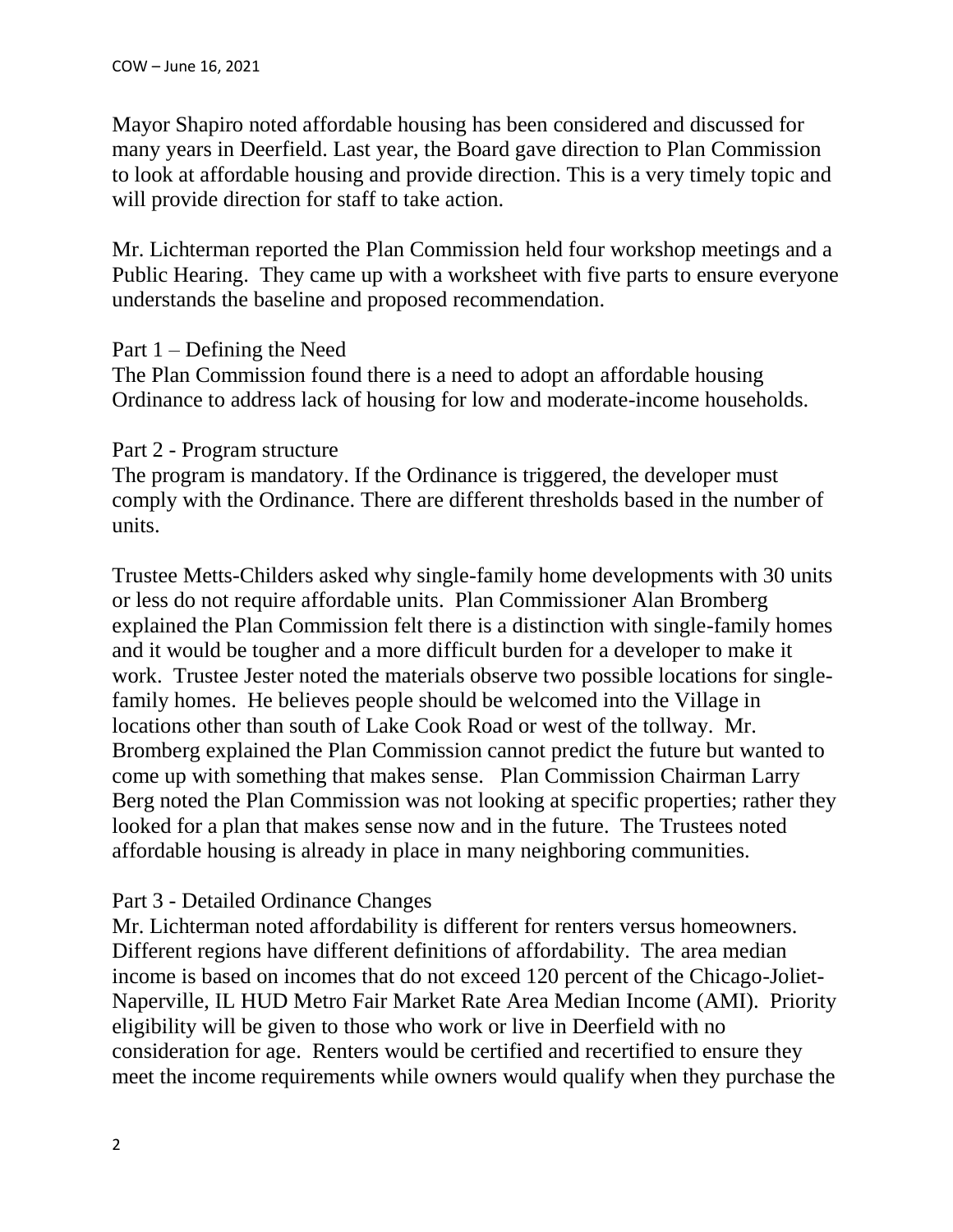Mayor Shapiro noted affordable housing has been considered and discussed for many years in Deerfield. Last year, the Board gave direction to Plan Commission to look at affordable housing and provide direction. This is a very timely topic and will provide direction for staff to take action.

Mr. Lichterman reported the Plan Commission held four workshop meetings and a Public Hearing. They came up with a worksheet with five parts to ensure everyone understands the baseline and proposed recommendation.

Part 1 – Defining the Need

The Plan Commission found there is a need to adopt an affordable housing Ordinance to address lack of housing for low and moderate-income households.

Part 2 - Program structure

The program is mandatory. If the Ordinance is triggered, the developer must comply with the Ordinance. There are different thresholds based in the number of units.

Trustee Metts-Childers asked why single-family home developments with 30 units or less do not require affordable units. Plan Commissioner Alan Bromberg explained the Plan Commission felt there is a distinction with single-family homes and it would be tougher and a more difficult burden for a developer to make it work. Trustee Jester noted the materials observe two possible locations for single-family homes. He believes people should be welcomed into the Village in locations other than south of Lake Cook Road or west of the tollway. Mr. Bromberg explained the Plan Commission cannot predict the future but wanted to come up with something that makes sense. Plan Commission Chairman Larry Berg noted the Plan Commission was not looking at specific properties; rather they looked for a plan that makes sense now and in the future. The Trustees noted affordable housing is already in place in many neighboring communities.

Part 3 - Detailed Ordinance Changes

Mr. Lichterman noted affordability is different for renters versus homeowners. Different regions have different definitions of affordability. The area median income is based on incomes that do not exceed 120 percent of the Chicago-Joliet-Naperville, IL HUD Metro Fair Market Rate Area Median Income (AMI). Priority eligibility will be given to those who work or live in Deerfield with no consideration for age. Renters would be certified and recertified to ensure they meet the income requirements while owners would qualify when they purchase the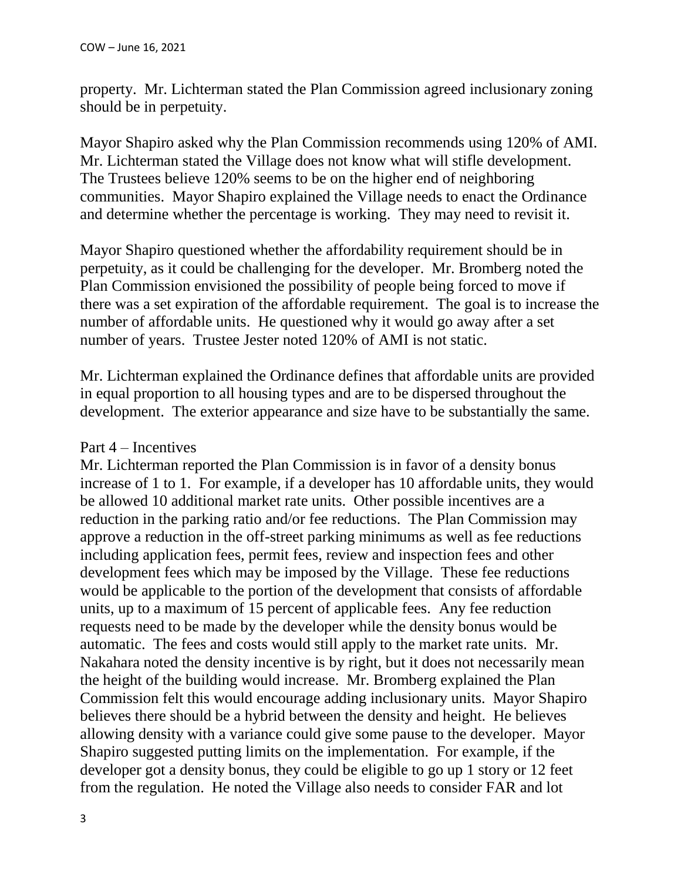property. Mr. Lichterman stated the Plan Commission agreed inclusionary zoning should be in perpetuity.

Mayor Shapiro asked why the Plan Commission recommends using 120% of AMI. Mr. Lichterman stated the Village does not know what will stifle development. The Trustees believe 120% seems to be on the higher end of neighboring communities. Mayor Shapiro explained the Village needs to enact the Ordinance and determine whether the percentage is working. They may need to revisit it.

Mayor Shapiro questioned whether the affordability requirement should be in perpetuity, as it could be challenging for the developer. Mr. Bromberg noted the Plan Commission envisioned the possibility of people being forced to move if there was a set expiration of the affordable requirement. The goal is to increase the number of affordable units. He questioned why it would go away after a set number of years. Trustee Jester noted 120% of AMI is not static.

Mr. Lichterman explained the Ordinance defines that affordable units are provided in equal proportion to all housing types and are to be dispersed throughout the development. The exterior appearance and size have to be substantially the same.

Part 4 – Incentives

Mr. Lichterman reported the Plan Commission is in favor of a density bonus increase of 1 to 1. For example, if a developer has 10 affordable units, they would be allowed 10 additional market rate units. Other possible incentives are a reduction in the parking ratio and/or fee reductions. The Plan Commission may approve a reduction in the off-street parking minimums as well as fee reductions including application fees, permit fees, review and inspection fees and other development fees which may be imposed by the Village. These fee reductions would be applicable to the portion of the development that consists of affordable units, up to a maximum of 15 percent of applicable fees. Any fee reduction requests need to be made by the developer while the density bonus would be automatic. The fees and costs would still apply to the market rate units. Mr. Nakahara noted the density incentive is by right, but it does not necessarily mean the height of the building would increase. Mr. Bromberg explained the Plan Commission felt this would encourage adding inclusionary units. Mayor Shapiro believes there should be a hybrid between the density and height. He believes allowing density with a variance could give some pause to the developer. Mayor Shapiro suggested putting limits on the implementation. For example, if the developer got a density bonus, they could be eligible to go up 1 story or 12 feet from the regulation. He noted the Village also needs to consider FAR and lot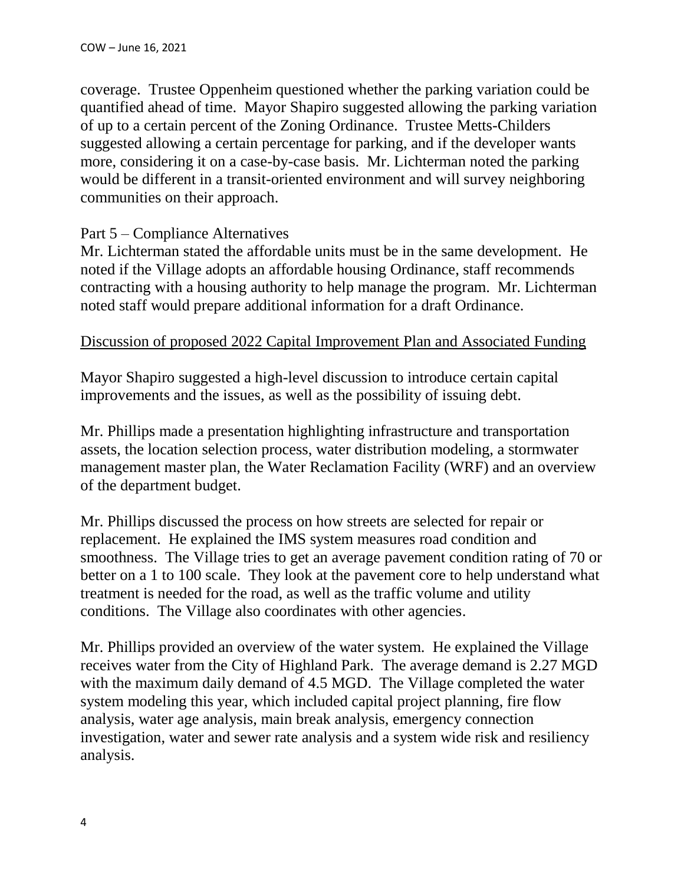coverage. Trustee Oppenheim questioned whether the parking variation could be quantified ahead of time. Mayor Shapiro suggested allowing the parking variation of up to a certain percent of the Zoning Ordinance. Trustee Metts-Childers suggested allowing a certain percentage for parking, and if the developer wants more, considering it on a case-by-case basis. Mr. Lichterman noted the parking would be different in a transit-oriented environment and will survey neighboring communities on their approach.

Part 5 – Compliance Alternatives
Mr. Lichterman stated the affordable units must be in the same development. He noted if the Village adopts an affordable housing Ordinance, staff recommends contracting with a housing authority to help manage the program. Mr. Lichterman noted staff would prepare additional information for a draft Ordinance.

Discussion of proposed 2022 Capital Improvement Plan and Associated Funding

Mayor Shapiro suggested a high-level discussion to introduce certain capital improvements and the issues, as well as the possibility of issuing debt.

Mr. Phillips made a presentation highlighting infrastructure and transportation assets, the location selection process, water distribution modeling, a stormwater management master plan, the Water Reclamation Facility (WRF) and an overview of the department budget.

Mr. Phillips discussed the process on how streets are selected for repair or replacement. He explained the IMS system measures road condition and smoothness. The Village tries to get an average pavement condition rating of 70 or better on a 1 to 100 scale. They look at the pavement core to help understand what treatment is needed for the road, as well as the traffic volume and utility conditions. The Village also coordinates with other agencies.

Mr. Phillips provided an overview of the water system. He explained the Village receives water from the City of Highland Park. The average demand is 2.27 MGD with the maximum daily demand of 4.5 MGD. The Village completed the water system modeling this year, which included capital project planning, fire flow analysis, water age analysis, main break analysis, emergency connection investigation, water and sewer rate analysis and a system wide risk and resiliency analysis.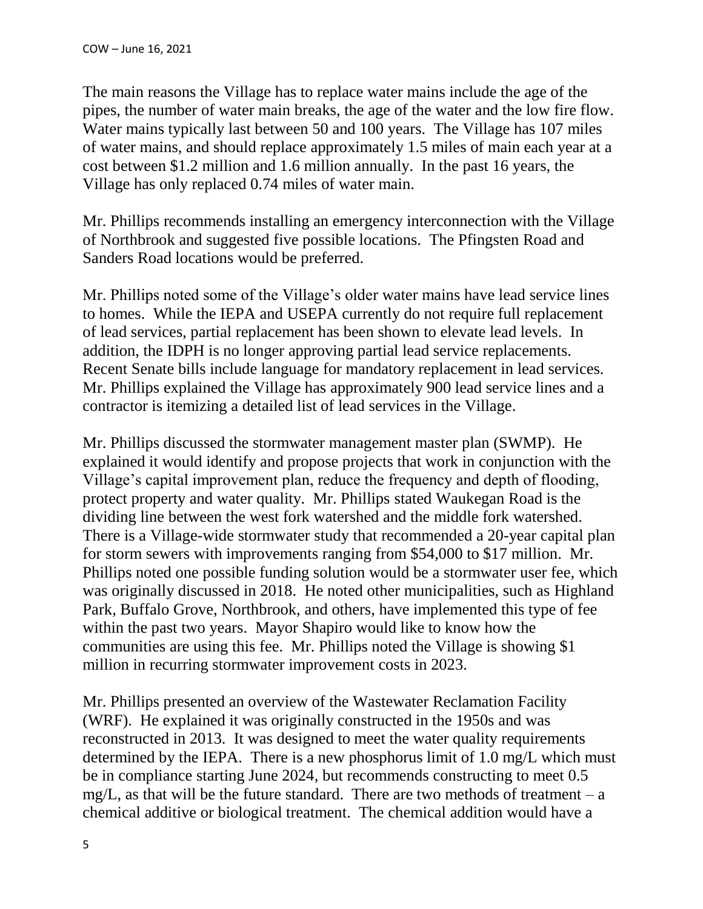The main reasons the Village has to replace water mains include the age of the pipes, the number of water main breaks, the age of the water and the low fire flow. Water mains typically last between 50 and 100 years. The Village has 107 miles of water mains, and should replace approximately 1.5 miles of main each year at a cost between $1.2 million and 1.6 million annually. In the past 16 years, the Village has only replaced 0.74 miles of water main.

Mr. Phillips recommends installing an emergency interconnection with the Village of Northbrook and suggested five possible locations. The Pfingsten Road and Sanders Road locations would be preferred.

Mr. Phillips noted some of the Village's older water mains have lead service lines to homes. While the IEPA and USEPA currently do not require full replacement of lead services, partial replacement has been shown to elevate lead levels. In addition, the IDPH is no longer approving partial lead service replacements. Recent Senate bills include language for mandatory replacement in lead services. Mr. Phillips explained the Village has approximately 900 lead service lines and a contractor is itemizing a detailed list of lead services in the Village.

Mr. Phillips discussed the stormwater management master plan (SWMP). He explained it would identify and propose projects that work in conjunction with the Village's capital improvement plan, reduce the frequency and depth of flooding, protect property and water quality. Mr. Phillips stated Waukegan Road is the dividing line between the west fork watershed and the middle fork watershed. There is a Village-wide stormwater study that recommended a 20-year capital plan for storm sewers with improvements ranging from $54,000 to $17 million. Mr. Phillips noted one possible funding solution would be a stormwater user fee, which was originally discussed in 2018. He noted other municipalities, such as Highland Park, Buffalo Grove, Northbrook, and others, have implemented this type of fee within the past two years. Mayor Shapiro would like to know how the communities are using this fee. Mr. Phillips noted the Village is showing $1 million in recurring stormwater improvement costs in 2023.

Mr. Phillips presented an overview of the Wastewater Reclamation Facility (WRF). He explained it was originally constructed in the 1950s and was reconstructed in 2013. It was designed to meet the water quality requirements determined by the IEPA. There is a new phosphorus limit of 1.0 mg/L which must be in compliance starting June 2024, but recommends constructing to meet 0.5 mg/L, as that will be the future standard. There are two methods of treatment – a chemical additive or biological treatment. The chemical addition would have a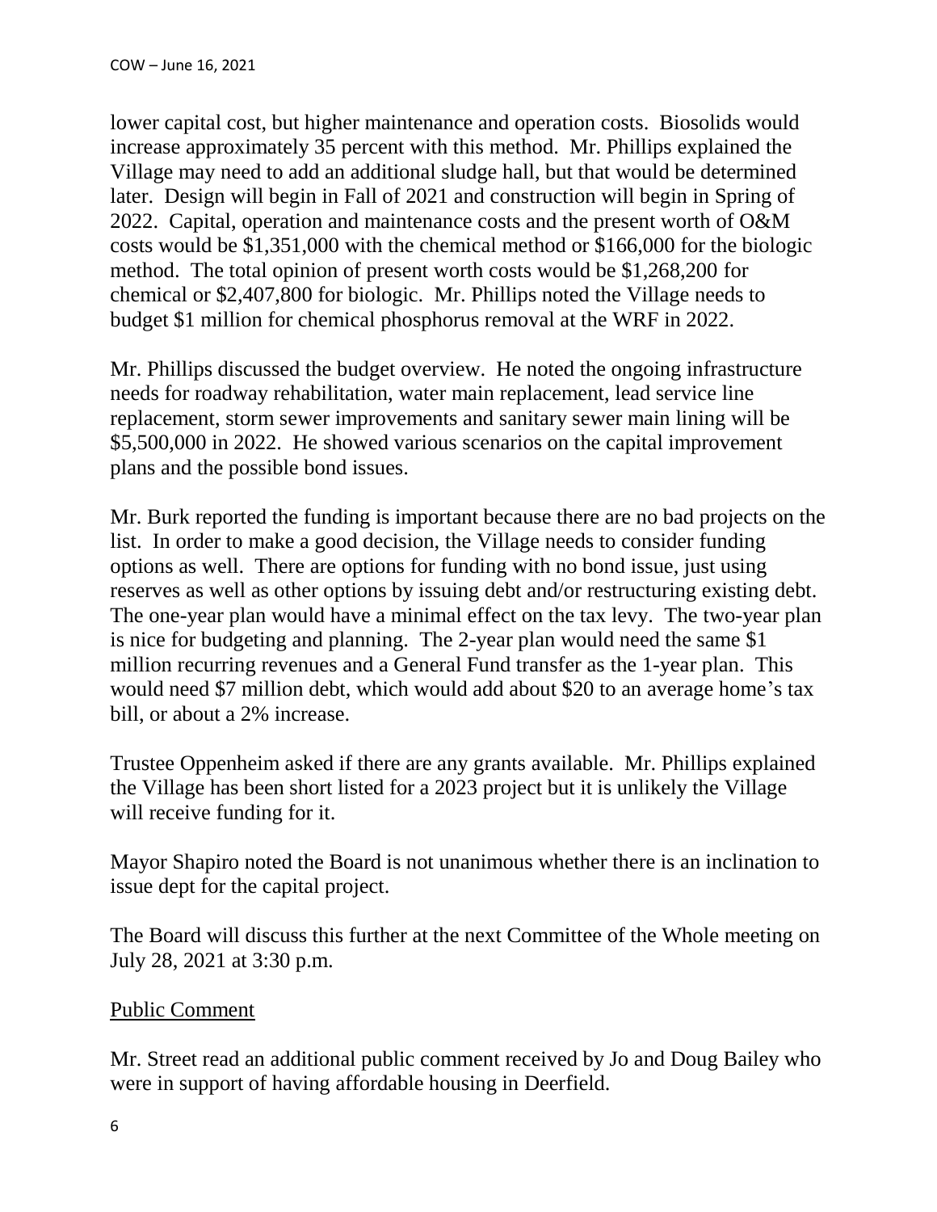lower capital cost, but higher maintenance and operation costs. Biosolids would increase approximately 35 percent with this method. Mr. Phillips explained the Village may need to add an additional sludge hall, but that would be determined later. Design will begin in Fall of 2021 and construction will begin in Spring of 2022. Capital, operation and maintenance costs and the present worth of O&M costs would be $1,351,000 with the chemical method or $166,000 for the biologic method. The total opinion of present worth costs would be $1,268,200 for chemical or $2,407,800 for biologic. Mr. Phillips noted the Village needs to budget $1 million for chemical phosphorus removal at the WRF in 2022.

Mr. Phillips discussed the budget overview. He noted the ongoing infrastructure needs for roadway rehabilitation, water main replacement, lead service line replacement, storm sewer improvements and sanitary sewer main lining will be $5,500,000 in 2022. He showed various scenarios on the capital improvement plans and the possible bond issues.

Mr. Burk reported the funding is important because there are no bad projects on the list. In order to make a good decision, the Village needs to consider funding options as well. There are options for funding with no bond issue, just using reserves as well as other options by issuing debt and/or restructuring existing debt. The one-year plan would have a minimal effect on the tax levy. The two-year plan is nice for budgeting and planning. The 2-year plan would need the same $1 million recurring revenues and a General Fund transfer as the 1-year plan. This would need $7 million debt, which would add about $20 to an average home's tax bill, or about a 2% increase.

Trustee Oppenheim asked if there are any grants available. Mr. Phillips explained the Village has been short listed for a 2023 project but it is unlikely the Village will receive funding for it.

Mayor Shapiro noted the Board is not unanimous whether there is an inclination to issue dept for the capital project.

The Board will discuss this further at the next Committee of the Whole meeting on July 28, 2021 at 3:30 p.m.

## Public Comment

Mr. Street read an additional public comment received by Jo and Doug Bailey who were in support of having affordable housing in Deerfield.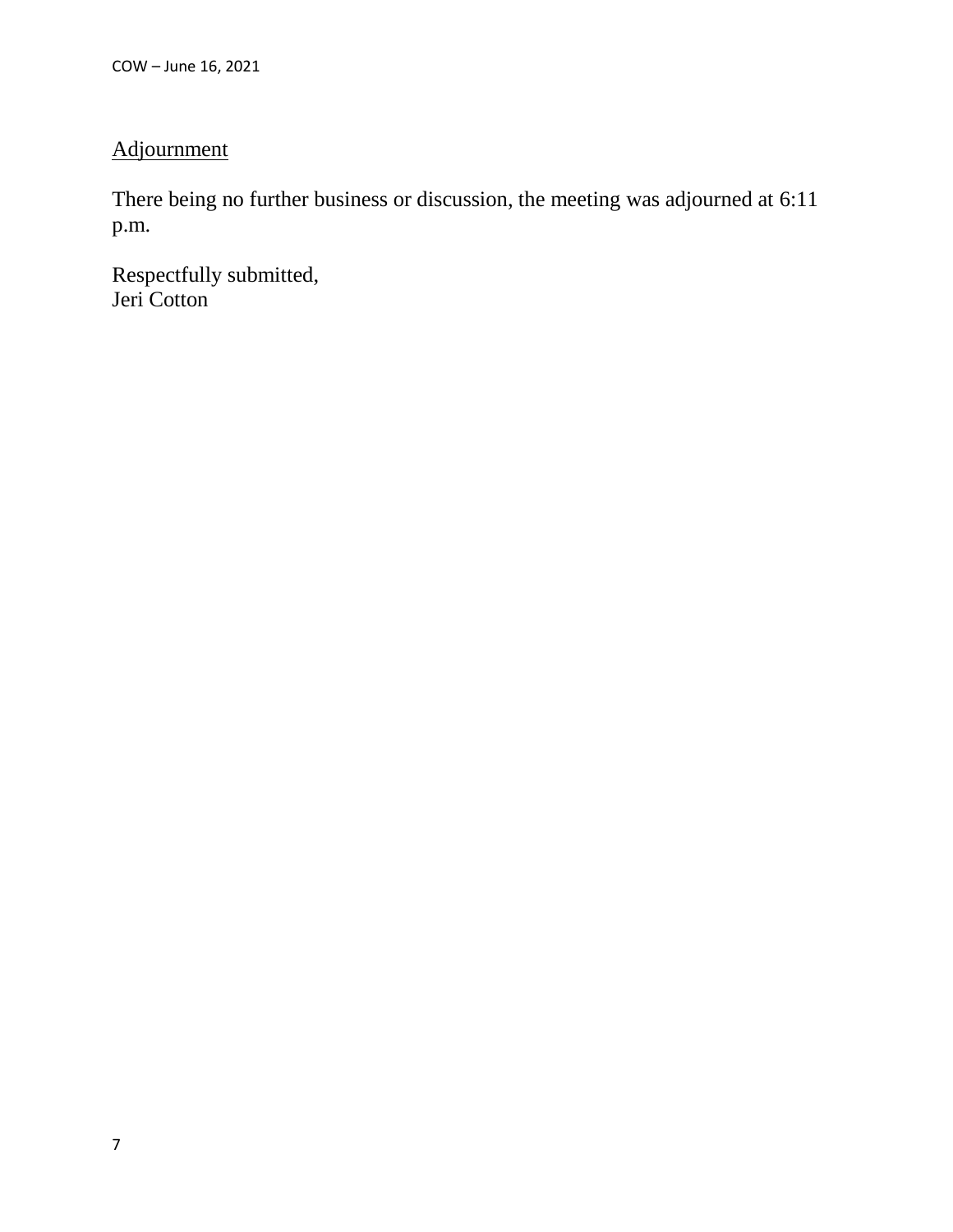Adjournment

There being no further business or discussion, the meeting was adjourned at 6:11 p.m.

Respectfully submitted,
Jeri Cotton